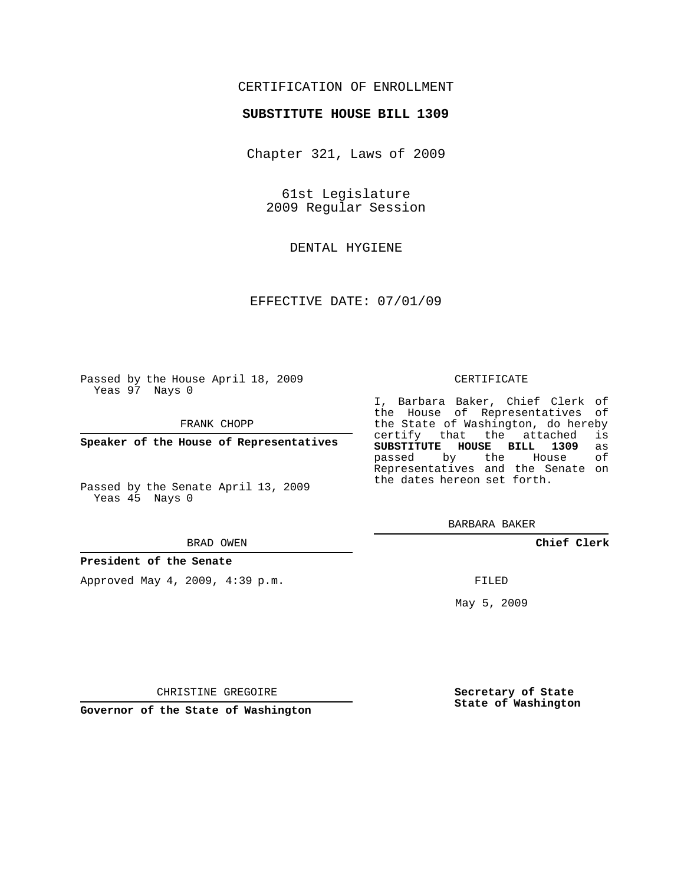CERTIFICATION OF ENROLLMENT

**SUBSTITUTE HOUSE BILL 1309**

Chapter 321, Laws of 2009

61st Legislature
2009 Regular Session

DENTAL HYGIENE

EFFECTIVE DATE: 07/01/09

Passed by the House April 18, 2009
Yeas 97 Nays 0

FRANK CHOPP

**Speaker of the House of Representatives**

Passed by the Senate April 13, 2009
Yeas 45 Nays 0

BRAD OWEN

**President of the Senate**

Approved May 4, 2009, 4:39 p.m.

CHRISTINE GREGOIRE

**Governor of the State of Washington**

CERTIFICATE

I, Barbara Baker, Chief Clerk of the House of Representatives of the State of Washington, do hereby certify that the attached is **SUBSTITUTE HOUSE BILL 1309** as passed by the House of Representatives and the Senate on the dates hereon set forth.

BARBARA BAKER

**Chief Clerk**

FILED

May 5, 2009

**Secretary of State**
**State of Washington**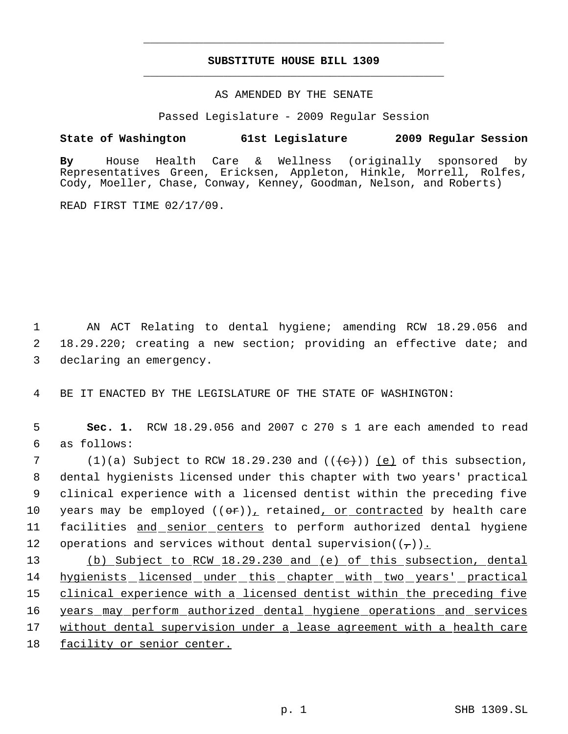**SUBSTITUTE HOUSE BILL 1309**

AS AMENDED BY THE SENATE

Passed Legislature - 2009 Regular Session

**State of Washington 61st Legislature 2009 Regular Session**

**By** House Health Care & Wellness (originally sponsored by Representatives Green, Ericksen, Appleton, Hinkle, Morrell, Rolfes, Cody, Moeller, Chase, Conway, Kenney, Goodman, Nelson, and Roberts)

READ FIRST TIME 02/17/09.

AN ACT Relating to dental hygiene; amending RCW 18.29.056 and 18.29.220; creating a new section; providing an effective date; and declaring an emergency.

BE IT ENACTED BY THE LEGISLATURE OF THE STATE OF WASHINGTON:

**Sec. 1.** RCW 18.29.056 and 2007 c 270 s 1 are each amended to read as follows:

(1)(a) Subject to RCW 18.29.230 and ~~((c))~~ (e) of this subsection, dental hygienists licensed under this chapter with two years' practical clinical experience with a licensed dentist within the preceding five years may be employed ((~~or~~)), retained, or contracted by health care facilities and senior centers to perform authorized dental hygiene operations and services without dental supervision((~~,~~)).

(b) Subject to RCW 18.29.230 and (e) of this subsection, dental hygienists licensed under this chapter with two years' practical clinical experience with a licensed dentist within the preceding five years may perform authorized dental hygiene operations and services without dental supervision under a lease agreement with a health care facility or senior center.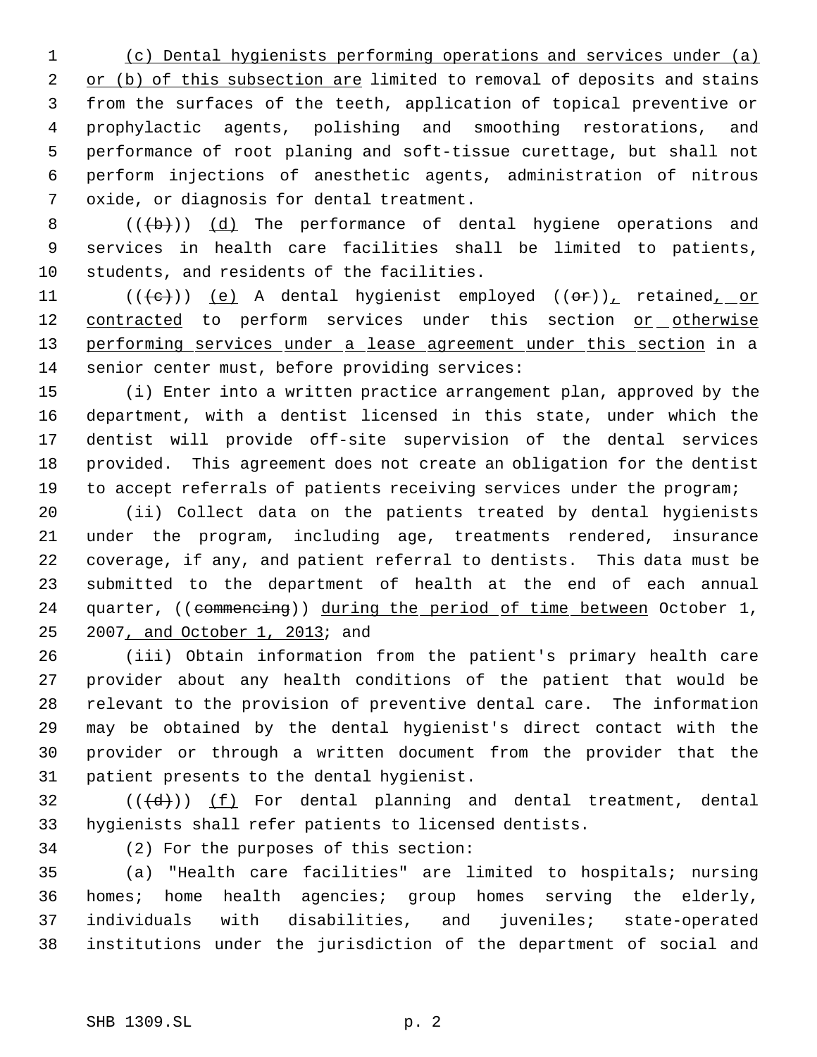(c) Dental hygienists performing operations and services under (a) or (b) of this subsection are limited to removal of deposits and stains from the surfaces of the teeth, application of topical preventive or prophylactic agents, polishing and smoothing restorations, and performance of root planing and soft-tissue curettage, but shall not perform injections of anesthetic agents, administration of nitrous oxide, or diagnosis for dental treatment.

(((b))) (d) The performance of dental hygiene operations and services in health care facilities shall be limited to patients, students, and residents of the facilities.

(((c))) (e) A dental hygienist employed ((or)), retained, or contracted to perform services under this section or otherwise performing services under a lease agreement under this section in a senior center must, before providing services:

(i) Enter into a written practice arrangement plan, approved by the department, with a dentist licensed in this state, under which the dentist will provide off-site supervision of the dental services provided. This agreement does not create an obligation for the dentist to accept referrals of patients receiving services under the program;

(ii) Collect data on the patients treated by dental hygienists under the program, including age, treatments rendered, insurance coverage, if any, and patient referral to dentists. This data must be submitted to the department of health at the end of each annual quarter, ((commencing)) during the period of time between October 1, 2007, and October 1, 2013; and

(iii) Obtain information from the patient's primary health care provider about any health conditions of the patient that would be relevant to the provision of preventive dental care. The information may be obtained by the dental hygienist's direct contact with the provider or through a written document from the provider that the patient presents to the dental hygienist.

(((d))) (f) For dental planning and dental treatment, dental hygienists shall refer patients to licensed dentists.

(2) For the purposes of this section:

(a) "Health care facilities" are limited to hospitals; nursing homes; home health agencies; group homes serving the elderly, individuals with disabilities, and juveniles; state-operated institutions under the jurisdiction of the department of social and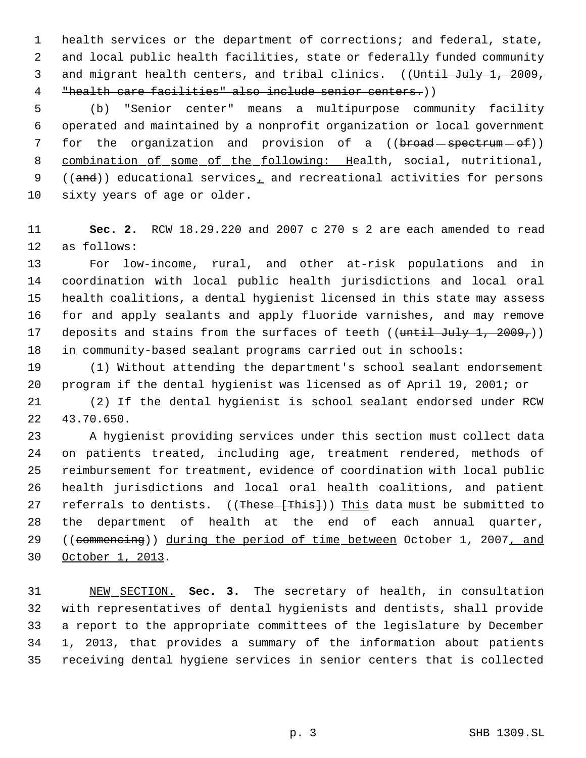health services or the department of corrections; and federal, state, and local public health facilities, state or federally funded community and migrant health centers, and tribal clinics. ((~~Until July 1, 2009, "health care facilities" also include senior centers.~~))

(b) "Senior center" means a multipurpose community facility operated and maintained by a nonprofit organization or local government for the organization and provision of a ((~~broad spectrum of~~)) <u>combination of some of the following: H</u>ealth, social, nutritional, ((~~and~~)) educational services<u>,</u> and recreational activities for persons sixty years of age or older.

**Sec. 2.** RCW 18.29.220 and 2007 c 270 s 2 are each amended to read as follows:

For low-income, rural, and other at-risk populations and in coordination with local public health jurisdictions and local oral health coalitions, a dental hygienist licensed in this state may assess for and apply sealants and apply fluoride varnishes, and may remove deposits and stains from the surfaces of teeth ((~~until July 1, 2009,~~)) in community-based sealant programs carried out in schools:

(1) Without attending the department's school sealant endorsement program if the dental hygienist was licensed as of April 19, 2001; or

(2) If the dental hygienist is school sealant endorsed under RCW 43.70.650.

A hygienist providing services under this section must collect data on patients treated, including age, treatment rendered, methods of reimbursement for treatment, evidence of coordination with local public health jurisdictions and local oral health coalitions, and patient referrals to dentists. ((~~These [This]~~)) <u>This</u> data must be submitted to the department of health at the end of each annual quarter, ((~~commencing~~)) <u>during the period of time between</u> October 1, 2007<u>, and October 1, 2013</u>.

<u>NEW SECTION.</u> **Sec. 3.** The secretary of health, in consultation with representatives of dental hygienists and dentists, shall provide a report to the appropriate committees of the legislature by December 1, 2013, that provides a summary of the information about patients receiving dental hygiene services in senior centers that is collected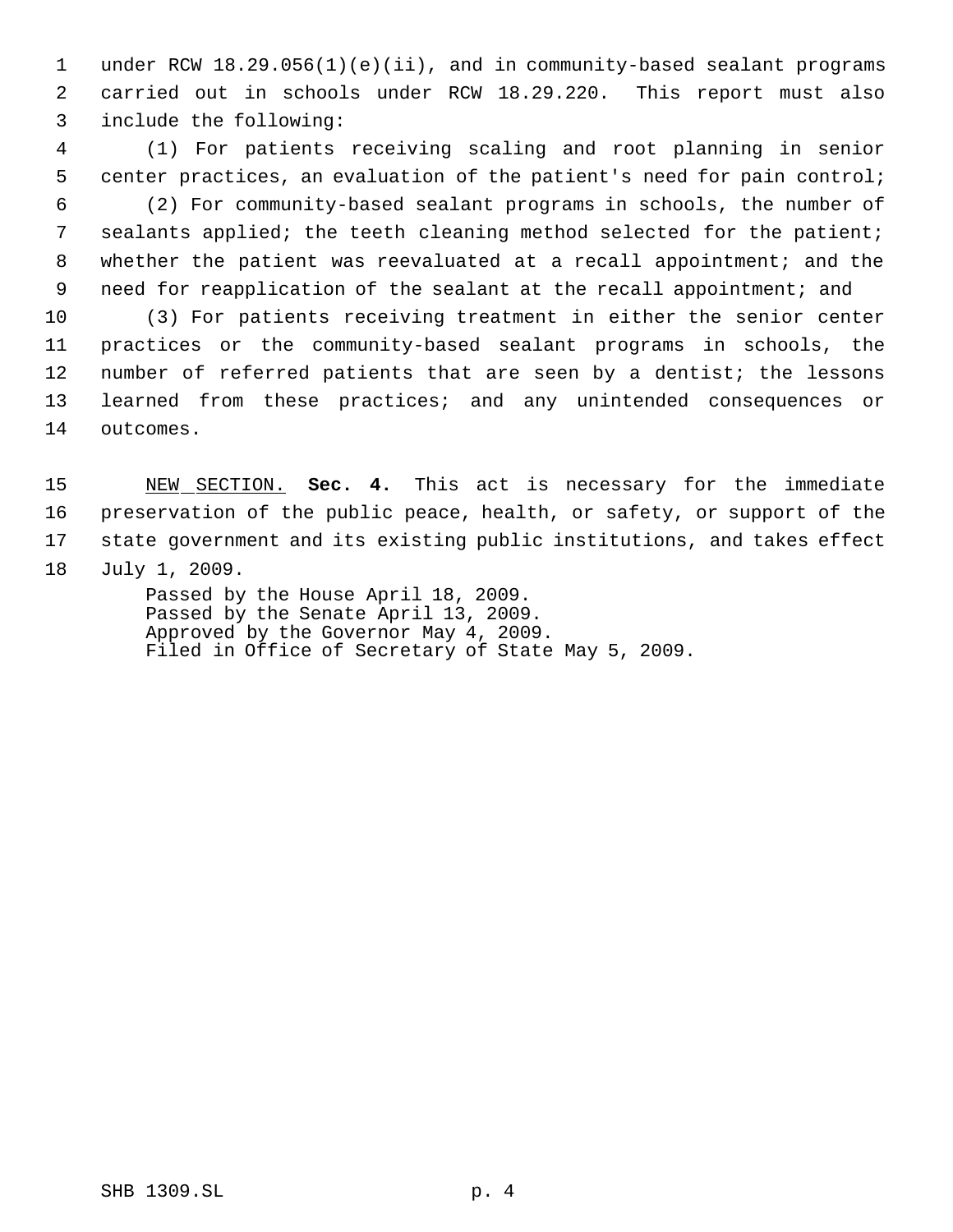under RCW 18.29.056(1)(e)(ii), and in community-based sealant programs carried out in schools under RCW 18.29.220. This report must also include the following:

(1) For patients receiving scaling and root planning in senior center practices, an evaluation of the patient's need for pain control;

(2) For community-based sealant programs in schools, the number of sealants applied; the teeth cleaning method selected for the patient; whether the patient was reevaluated at a recall appointment; and the need for reapplication of the sealant at the recall appointment; and

(3) For patients receiving treatment in either the senior center practices or the community-based sealant programs in schools, the number of referred patients that are seen by a dentist; the lessons learned from these practices; and any unintended consequences or outcomes.

NEW SECTION. **Sec. 4.** This act is necessary for the immediate preservation of the public peace, health, or safety, or support of the state government and its existing public institutions, and takes effect July 1, 2009.

Passed by the House April 18, 2009.
Passed by the Senate April 13, 2009.
Approved by the Governor May 4, 2009.
Filed in Office of Secretary of State May 5, 2009.